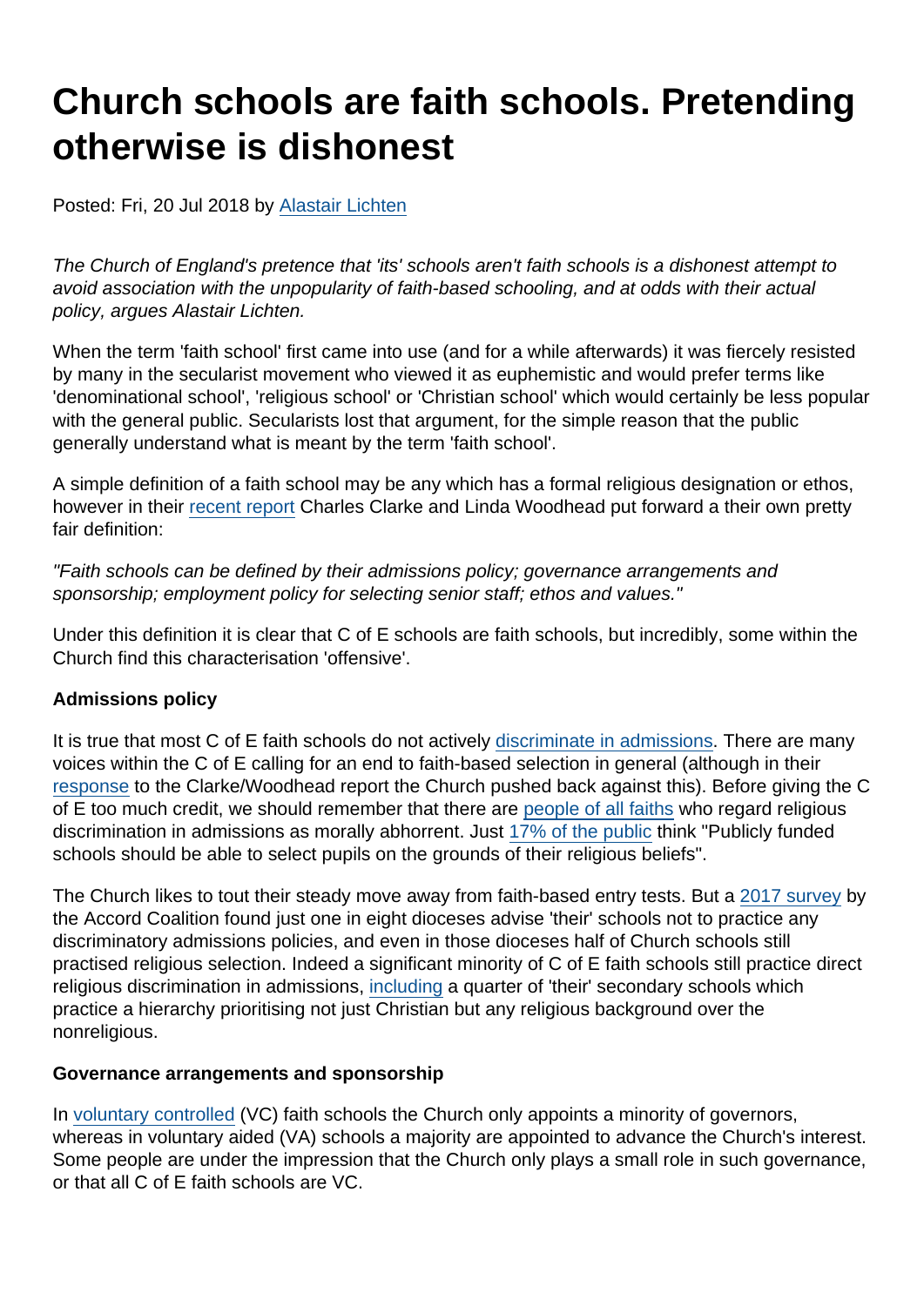# Church schools are faith schools. Pretending otherwise is dishonest

Posted: Fri, 20 Jul 2018 by Alastair Lichten

*The Church of England's pretence that 'its' schools aren't faith schools is a dishonest attempt to avoid association with the unpopularity of faith-based schooling, and at odds with their actual policy, argues Alastair Lichten.*

When the term 'faith school' first came into use (and for a while afterwards) it was fiercely resisted by many in the secularist movement who viewed it as euphemistic and would prefer terms like 'denominational school', 'religious school' or 'Christian school' which would certainly be less popular with the general public. Secularists lost that argument, for the simple reason that the public generally understand what is meant by the term 'faith school'.

A simple definition of a faith school may be any which has a formal religious designation or ethos, however in their recent report Charles Clarke and Linda Woodhead put forward a their own pretty fair definition:

*"Faith schools can be defined by their admissions policy; governance arrangements and sponsorship; employment policy for selecting senior staff; ethos and values."*

Under this definition it is clear that C of E schools are faith schools, but incredibly, some within the Church find this characterisation 'offensive'.

**Admissions policy**

It is true that most C of E faith schools do not actively discriminate in admissions. There are many voices within the C of E calling for an end to faith-based selection in general (although in their response to the Clarke/Woodhead report the Church pushed back against this). Before giving the C of E too much credit, we should remember that there are people of all faiths who regard religious discrimination in admissions as morally abhorrent. Just 17% of the public think "Publicly funded schools should be able to select pupils on the grounds of their religious beliefs".

The Church likes to tout their steady move away from faith-based entry tests. But a 2017 survey by the Accord Coalition found just one in eight dioceses advise 'their' schools not to practice any discriminatory admissions policies, and even in those dioceses half of Church schools still practised religious selection. Indeed a significant minority of C of E faith schools still practice direct religious discrimination in admissions, including a quarter of 'their' secondary schools which practice a hierarchy prioritising not just Christian but any religious background over the nonreligious.

**Governance arrangements and sponsorship**

In voluntary controlled (VC) faith schools the Church only appoints a minority of governors, whereas in voluntary aided (VA) schools a majority are appointed to advance the Church's interest. Some people are under the impression that the Church only plays a small role in such governance, or that all C of E faith schools are VC.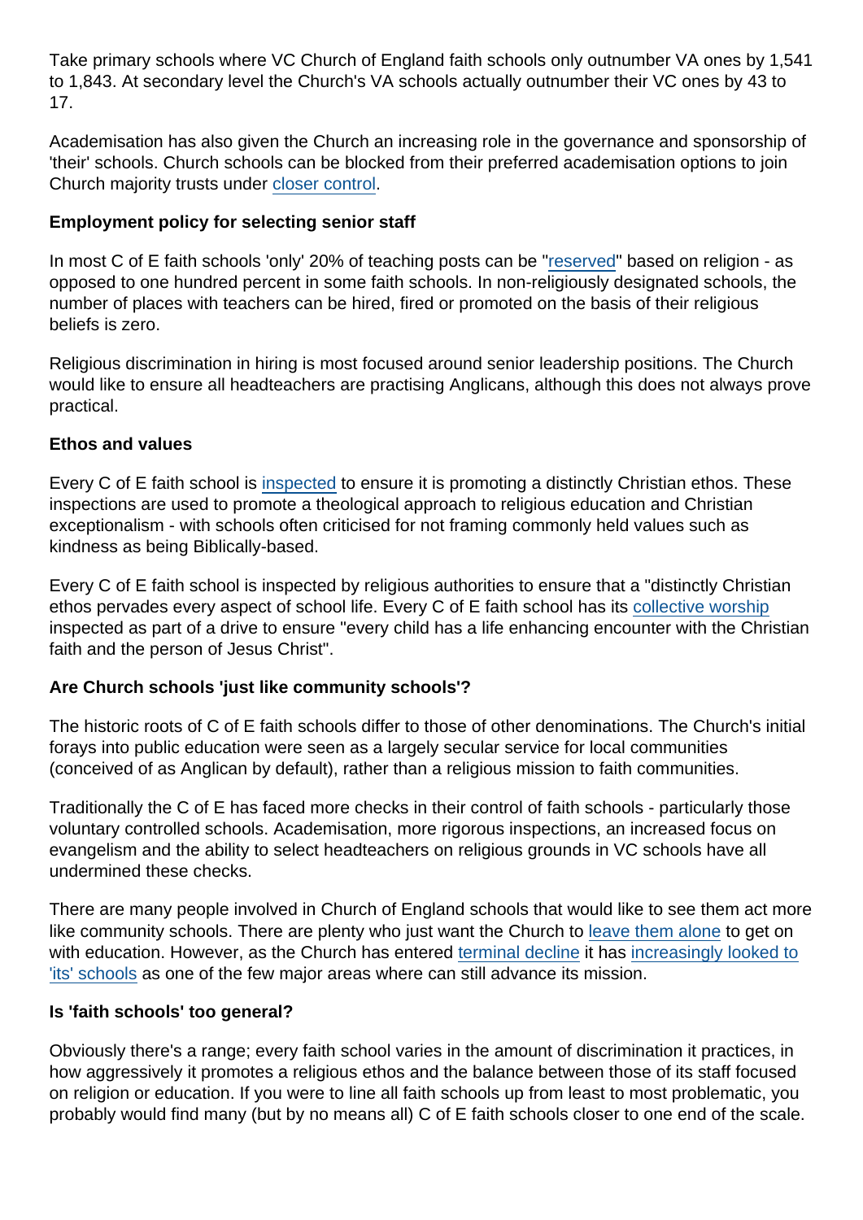Take primary schools where VC Church of England faith schools only outnumber VA ones by 1,541 to 1,843. At secondary level the Church's VA schools actually outnumber their VC ones by 43 to 17.

Academisation has also given the Church an increasing role in the governance and sponsorship of 'their' schools. Church schools can be blocked from their preferred academisation options to join Church majority trusts under closer control.

**Employment policy for selecting senior staff**

In most C of E faith schools 'only' 20% of teaching posts can be "reserved" based on religion - as opposed to one hundred percent in some faith schools. In non-religiously designated schools, the number of places with teachers can be hired, fired or promoted on the basis of their religious beliefs is zero.

Religious discrimination in hiring is most focused around senior leadership positions. The Church would like to ensure all headteachers are practising Anglicans, although this does not always prove practical.

**Ethos and values**

Every C of E faith school is inspected to ensure it is promoting a distinctly Christian ethos. These inspections are used to promote a theological approach to religious education and Christian exceptionalism - with schools often criticised for not framing commonly held values such as kindness as being Biblically-based.

Every C of E faith school is inspected by religious authorities to ensure that a "distinctly Christian ethos pervades every aspect of school life. Every C of E faith school has its collective worship inspected as part of a drive to ensure "every child has a life enhancing encounter with the Christian faith and the person of Jesus Christ".

**Are Church schools 'just like community schools'?**

The historic roots of C of E faith schools differ to those of other denominations. The Church's initial forays into public education were seen as a largely secular service for local communities (conceived of as Anglican by default), rather than a religious mission to faith communities.

Traditionally the C of E has faced more checks in their control of faith schools - particularly those voluntary controlled schools. Academisation, more rigorous inspections, an increased focus on evangelism and the ability to select headteachers on religious grounds in VC schools have all undermined these checks.

There are many people involved in Church of England schools that would like to see them act more like community schools. There are plenty who just want the Church to leave them alone to get on with education. However, as the Church has entered terminal decline it has increasingly looked to 'its' schools as one of the few major areas where can still advance its mission.

**Is 'faith schools' too general?**

Obviously there's a range; every faith school varies in the amount of discrimination it practices, in how aggressively it promotes a religious ethos and the balance between those of its staff focused on religion or education. If you were to line all faith schools up from least to most problematic, you probably would find many (but by no means all) C of E faith schools closer to one end of the scale.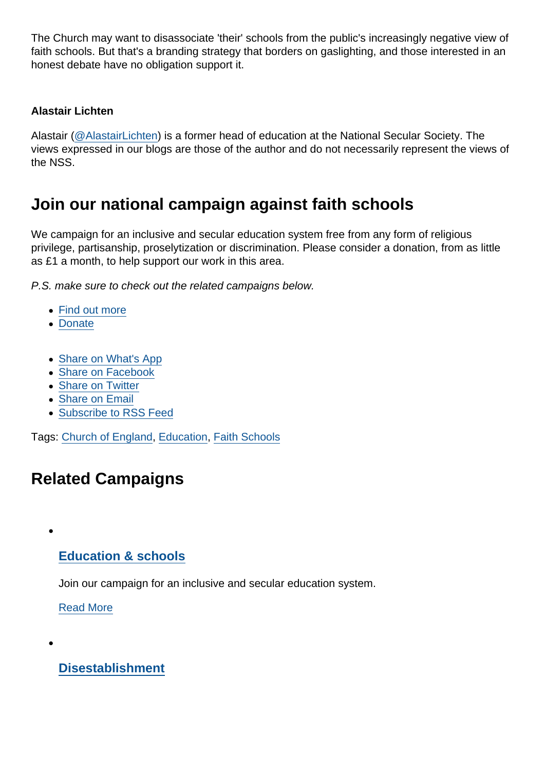The Church may want to disassociate 'their' schools from the public's increasingly negative view of faith schools. But that's a branding strategy that borders on gaslighting, and those interested in an honest debate have no obligation support it.

**Alastair Lichten**

Alastair (@AlastairLichten) is a former head of education at the National Secular Society. The views expressed in our blogs are those of the author and do not necessarily represent the views of the NSS.

## Join our national campaign against faith schools

We campaign for an inclusive and secular education system free from any form of religious privilege, partisanship, proselytization or discrimination. Please consider a donation, from as little as £1 a month, to help support our work in this area.

*P.S. make sure to check out the related campaigns below.*

- Find out more
- Donate

- Share on What's App
- Share on Facebook
- Share on Twitter
- Share on Email
- Subscribe to RSS Feed

Tags: Church of England, Education, Faith Schools

## Related Campaigns

- ### Education & schools

  Join our campaign for an inclusive and secular education system.

  Read More

- ### Disestablishment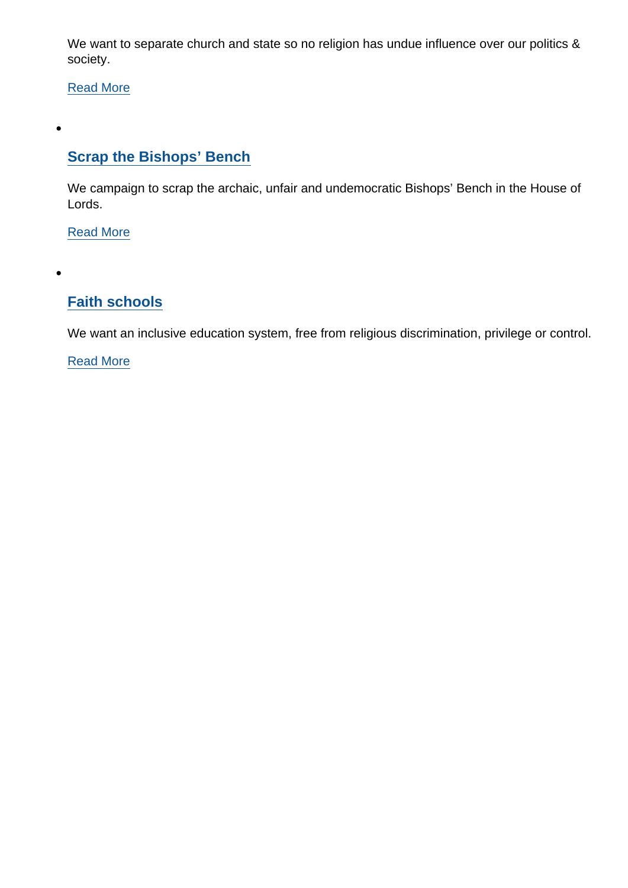We want to separate church and state so no religion has undue influence over our politics & society.

Read More

- ### Scrap the Bishops' Bench

  We campaign to scrap the archaic, unfair and undemocratic Bishops' Bench in the House of Lords.

  Read More

- ### Faith schools

  We want an inclusive education system, free from religious discrimination, privilege or control.

  Read More